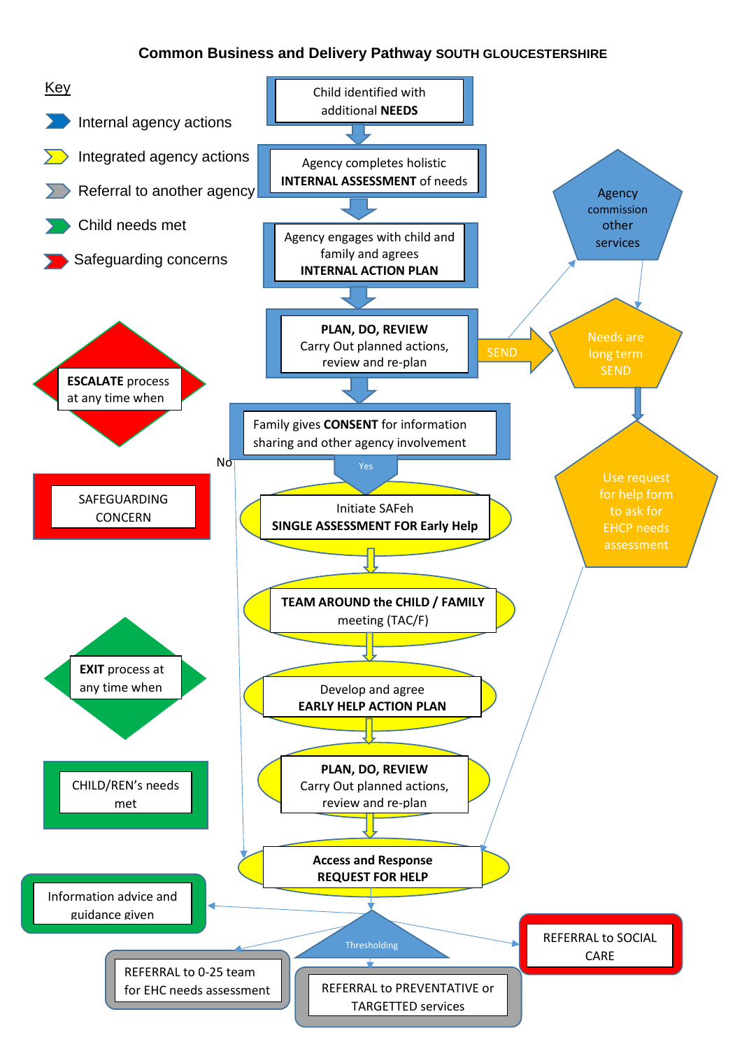# Common Business and Delivery Pathway SOUTH GLOUCESTERSHIRE

**Key**

- Internal agency actions
- Integrated agency actions
- Referral to another agency
- Child needs met
- Safeguarding concerns

Child identified with additional **NEEDS**

Agency completes holistic **INTERNAL ASSESSMENT** of needs

Agency engages with child and family and agrees **INTERNAL ACTION PLAN**

**PLAN, DO, REVIEW** Carry Out planned actions, review and re-plan

SEND

Agency commission other services

Needs are long term SEND

Use request for help form to ask for EHCP needs assessment

Family gives **CONSENT** for information sharing and other agency involvement

No

Yes

Initiate SAFeh **SINGLE ASSESSMENT FOR Early Help**

**TEAM AROUND the CHILD / FAMILY** meeting (TAC/F)

Develop and agree **EARLY HELP ACTION PLAN**

**PLAN, DO, REVIEW** Carry Out planned actions, review and re-plan

**Access and Response REQUEST FOR HELP**

Thresholding

**ESCALATE** process at any time when

SAFEGUARDING CONCERN

**EXIT** process at any time when

CHILD/REN's needs met

Information advice and guidance given

REFERRAL to 0-25 team for EHC needs assessment

REFERRAL to PREVENTATIVE or TARGETTED services

REFERRAL to SOCIAL CARE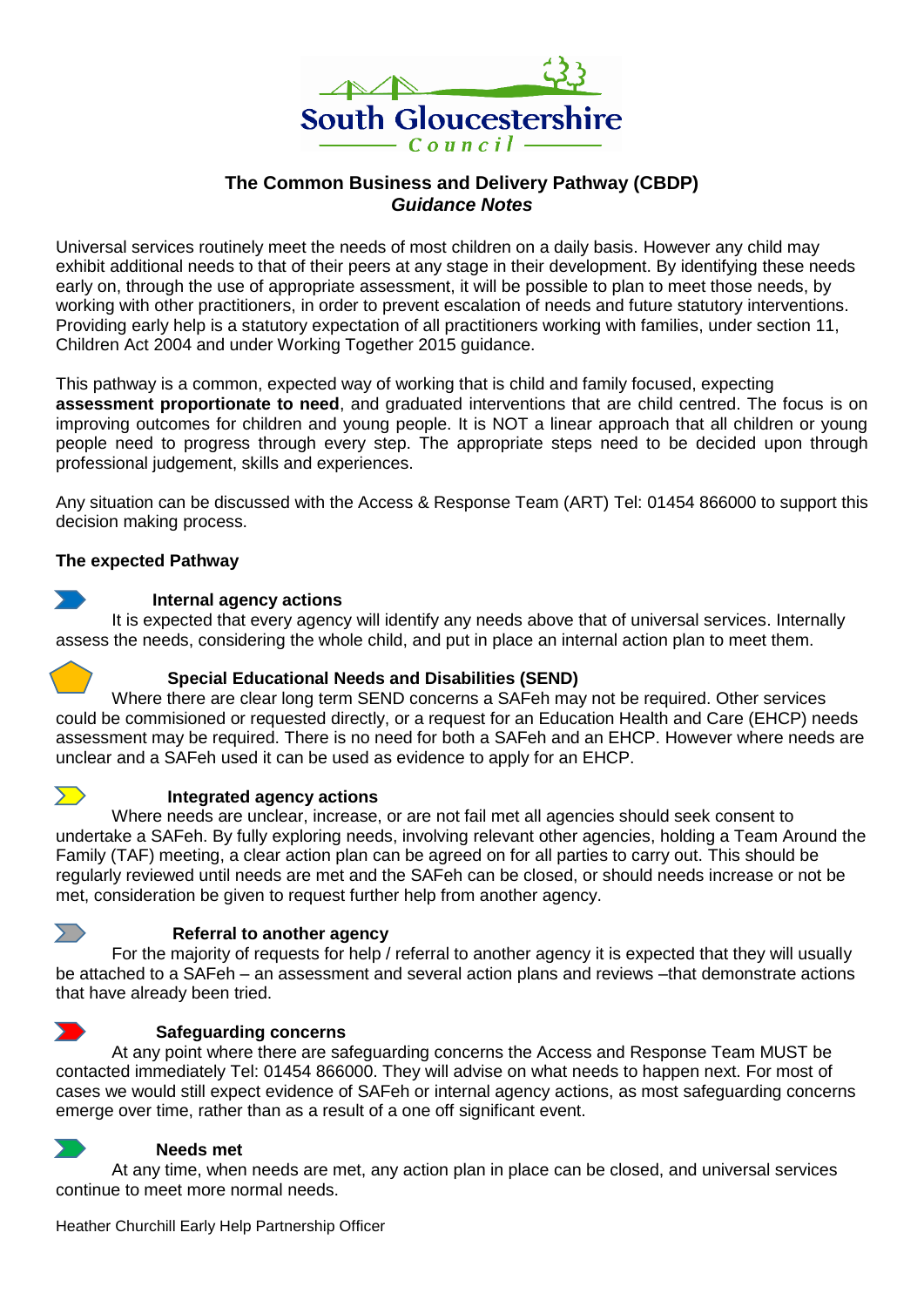South Gloucestershire Council

## The Common Business and Delivery Pathway (CBDP)
### *Guidance Notes*

Universal services routinely meet the needs of most children on a daily basis. However any child may exhibit additional needs to that of their peers at any stage in their development. By identifying these needs early on, through the use of appropriate assessment, it will be possible to plan to meet those needs, by working with other practitioners, in order to prevent escalation of needs and future statutory interventions. Providing early help is a statutory expectation of all practitioners working with families, under section 11, Children Act 2004 and under Working Together 2015 guidance.

This pathway is a common, expected way of working that is child and family focused, expecting **assessment proportionate to need**, and graduated interventions that are child centred. The focus is on improving outcomes for children and young people. It is NOT a linear approach that all children or young people need to progress through every step. The appropriate steps need to be decided upon through professional judgement, skills and experiences.

Any situation can be discussed with the Access & Response Team (ART) Tel: 01454 866000 to support this decision making process.

**The expected Pathway**

**Internal agency actions**

It is expected that every agency will identify any needs above that of universal services. Internally assess the needs, considering the whole child, and put in place an internal action plan to meet them.

**Special Educational Needs and Disabilities (SEND)**

Where there are clear long term SEND concerns a SAFeh may not be required. Other services could be commisioned or requested directly, or a request for an Education Health and Care (EHCP) needs assessment may be required. There is no need for both a SAFeh and an EHCP. However where needs are unclear and a SAFeh used it can be used as evidence to apply for an EHCP.

**Integrated agency actions**

Where needs are unclear, increase, or are not fail met all agencies should seek consent to undertake a SAFeh. By fully exploring needs, involving relevant other agencies, holding a Team Around the Family (TAF) meeting, a clear action plan can be agreed on for all parties to carry out. This should be regularly reviewed until needs are met and the SAFeh can be closed, or should needs increase or not be met, consideration be given to request further help from another agency.

**Referral to another agency**

For the majority of requests for help / referral to another agency it is expected that they will usually be attached to a SAFeh – an assessment and several action plans and reviews –that demonstrate actions that have already been tried.

**Safeguarding concerns**

At any point where there are safeguarding concerns the Access and Response Team MUST be contacted immediately Tel: 01454 866000. They will advise on what needs to happen next. For most of cases we would still expect evidence of SAFeh or internal agency actions, as most safeguarding concerns emerge over time, rather than as a result of a one off significant event.

**Needs met**

At any time, when needs are met, any action plan in place can be closed, and universal services continue to meet more normal needs.

Heather Churchill Early Help Partnership Officer